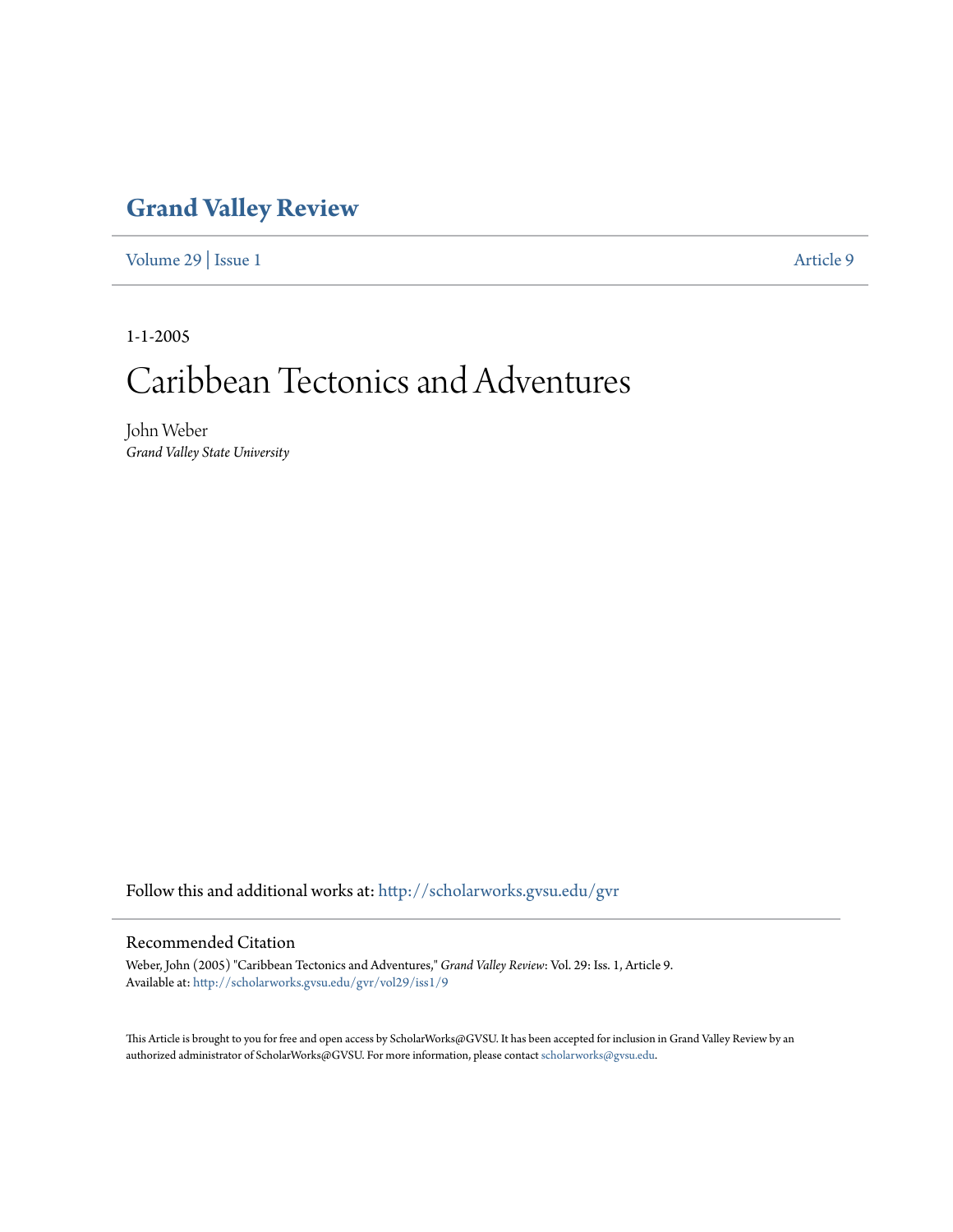# Grand Valley Review

Volume 29 | Issue 1 Article 9

1-1-2005

# Caribbean Tectonics and Adventures

John Weber
*Grand Valley State University*

Follow this and additional works at: http://scholarworks.gvsu.edu/gvr

## Recommended Citation

Weber, John (2005) "Caribbean Tectonics and Adventures," *Grand Valley Review*: Vol. 29: Iss. 1, Article 9.
Available at: http://scholarworks.gvsu.edu/gvr/vol29/iss1/9

This Article is brought to you for free and open access by ScholarWorks@GVSU. It has been accepted for inclusion in Grand Valley Review by an authorized administrator of ScholarWorks@GVSU. For more information, please contact scholarworks@gvsu.edu.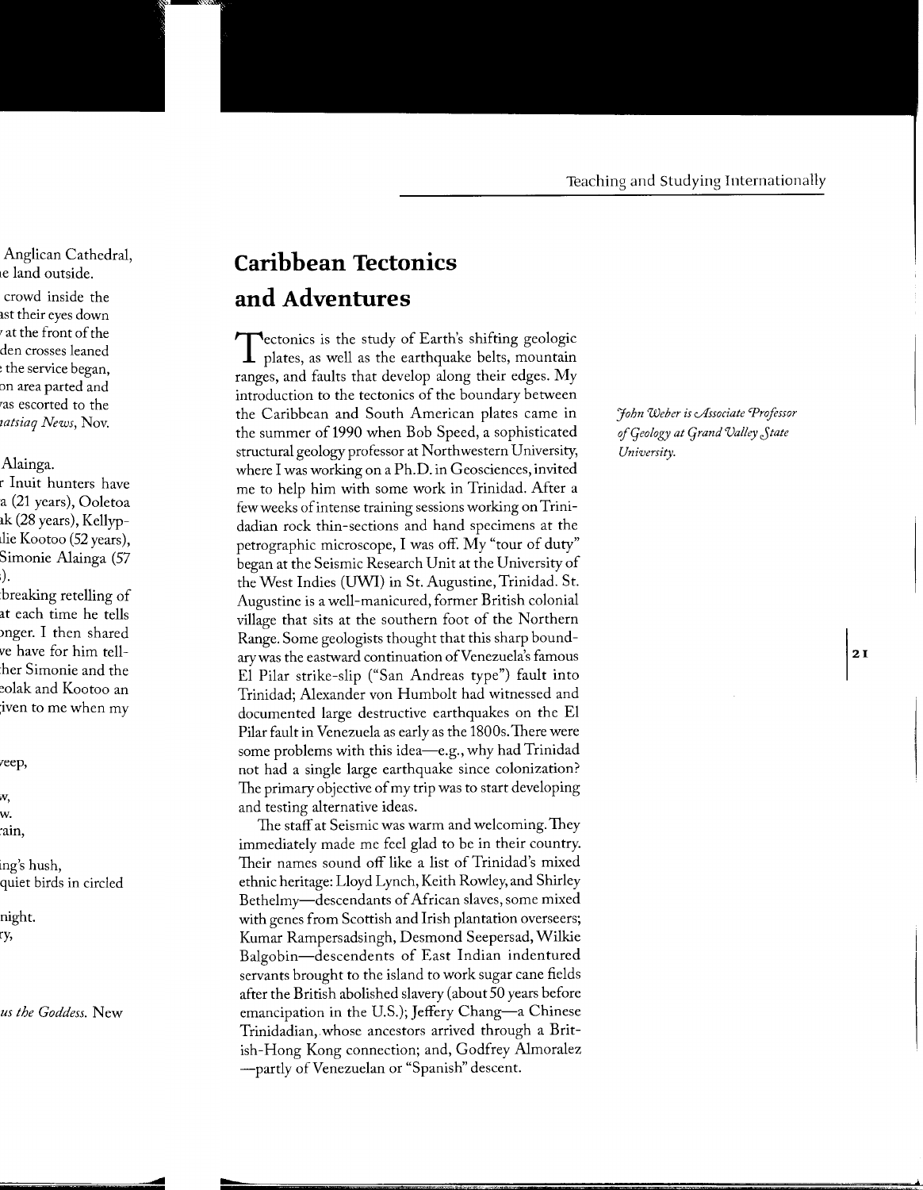# Caribbean Tectonics and Adventures

*John Weber is Associate Professor of Geology at Grand Valley State University.*

Tectonics is the study of Earth's shifting geologic plates, as well as the earthquake belts, mountain ranges, and faults that develop along their edges. My introduction to the tectonics of the boundary between the Caribbean and South American plates came in the summer of 1990 when Bob Speed, a sophisticated structural geology professor at Northwestern University, where I was working on a Ph.D. in Geosciences, invited me to help him with some work in Trinidad. After a few weeks of intense training sessions working on Trinidadian rock thin-sections and hand specimens at the petrographic microscope, I was off. My "tour of duty" began at the Seismic Research Unit at the University of the West Indies (UWI) in St. Augustine, Trinidad. St. Augustine is a well-manicured, former British colonial village that sits at the southern foot of the Northern Range. Some geologists thought that this sharp boundary was the eastward continuation of Venezuela's famous El Pilar strike-slip ("San Andreas type") fault into Trinidad; Alexander von Humbolt had witnessed and documented large destructive earthquakes on the El Pilar fault in Venezuela as early as the 1800s. There were some problems with this idea—e.g., why had Trinidad not had a single large earthquake since colonization? The primary objective of my trip was to start developing and testing alternative ideas.

The staff at Seismic was warm and welcoming. They immediately made me feel glad to be in their country. Their names sound off like a list of Trinidad's mixed ethnic heritage: Lloyd Lynch, Keith Rowley, and Shirley Bethelmy—descendants of African slaves, some mixed with genes from Scottish and Irish plantation overseers; Kumar Rampersadsingh, Desmond Seepersad, Wilkie Balgobin—descendents of East Indian indentured servants brought to the island to work sugar cane fields after the British abolished slavery (about 50 years before emancipation in the U.S.); Jeffery Chang—a Chinese Trinidadian, whose ancestors arrived through a British-Hong Kong connection; and, Godfrey Almoralez—partly of Venezuelan or "Spanish" descent.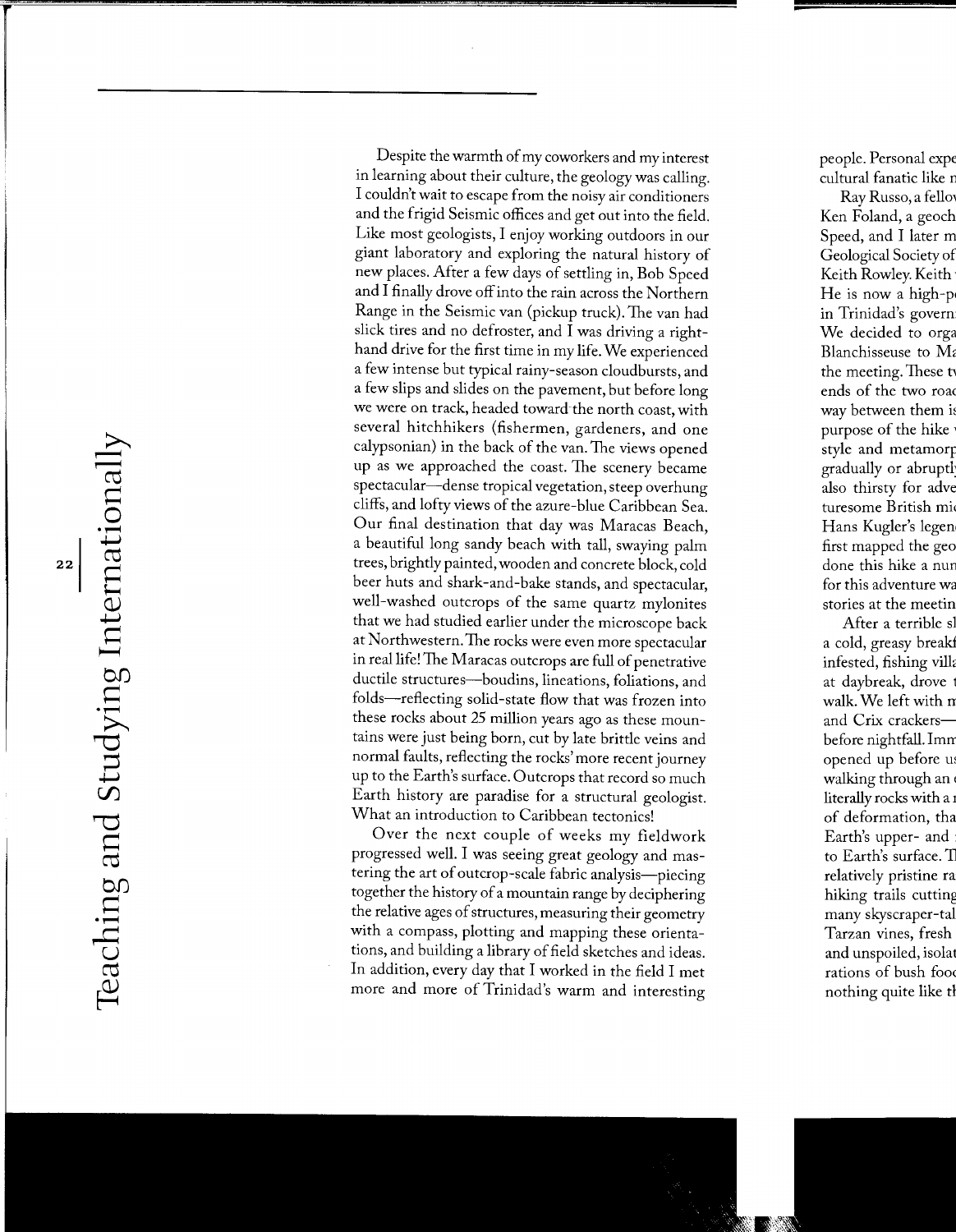Despite the warmth of my coworkers and my interest in learning about their culture, the geology was calling. I couldn't wait to escape from the noisy air conditioners and the frigid Seismic offices and get out into the field. Like most geologists, I enjoy working outdoors in our giant laboratory and exploring the natural history of new places. After a few days of settling in, Bob Speed and I finally drove off into the rain across the Northern Range in the Seismic van (pickup truck). The van had slick tires and no defroster, and I was driving a right-hand drive for the first time in my life. We experienced a few intense but typical rainy-season cloudbursts, and a few slips and slides on the pavement, but before long we were on track, headed toward the north coast, with several hitchhikers (fishermen, gardeners, and one calypsonian) in the back of the van. The views opened up as we approached the coast. The scenery became spectacular—dense tropical vegetation, steep overhung cliffs, and lofty views of the azure-blue Caribbean Sea. Our final destination that day was Maracas Beach, a beautiful long sandy beach with tall, swaying palm trees, brightly painted, wooden and concrete block, cold beer huts and shark-and-bake stands, and spectacular, well-washed outcrops of the same quartz mylonites that we had studied earlier under the microscope back at Northwestern. The rocks were even more spectacular in real life! The Maracas outcrops are full of penetrative ductile structures—boudins, lineations, foliations, and folds—reflecting solid-state flow that was frozen into these rocks about 25 million years ago as these mountains were just being born, cut by late brittle veins and normal faults, reflecting the rocks' more recent journey up to the Earth's surface. Outcrops that record so much Earth history are paradise for a structural geologist. What an introduction to Caribbean tectonics!

Over the next couple of weeks my fieldwork progressed well. I was seeing great geology and mastering the art of outcrop-scale fabric analysis—piecing together the history of a mountain range by deciphering the relative ages of structures, measuring their geometry with a compass, plotting and mapping these orientations, and building a library of field sketches and ideas. In addition, every day that I worked in the field I met more and more of Trinidad's warm and interesting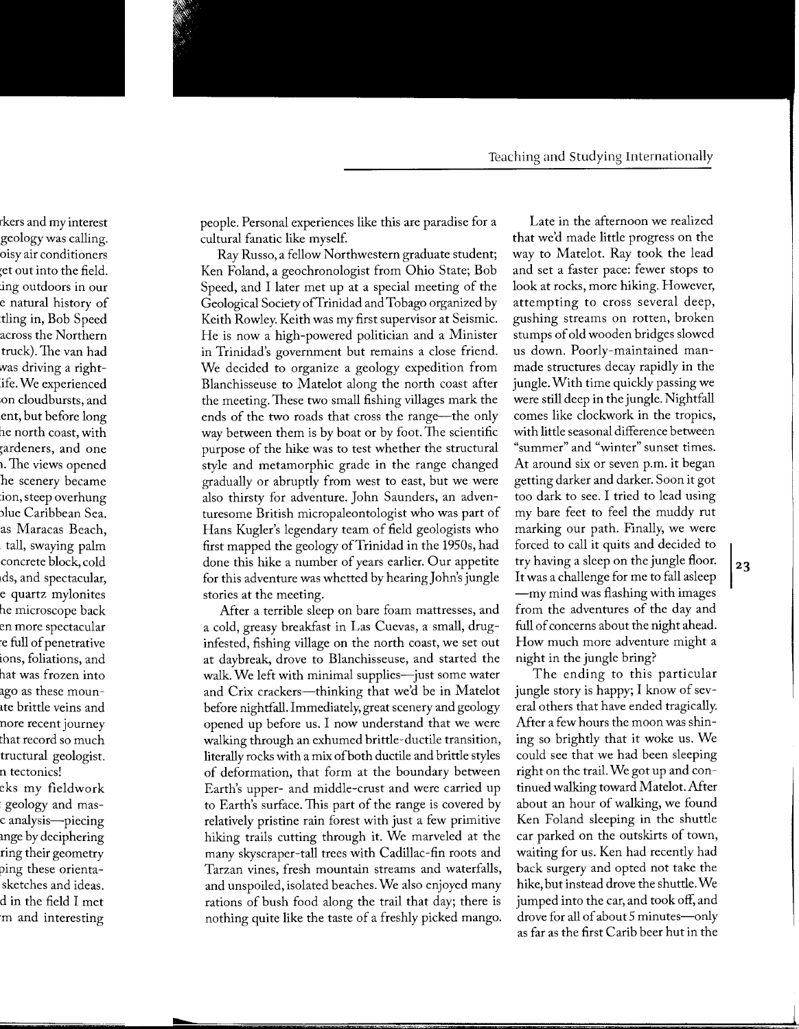people. Personal experiences like this are paradise for a cultural fanatic like myself.

Ray Russo, a fellow Northwestern graduate student; Ken Foland, a geochronologist from Ohio State; Bob Speed, and I later met up at a special meeting of the Geological Society of Trinidad and Tobago organized by Keith Rowley. Keith was my first supervisor at Seismic. He is now a high-powered politician and a Minister in Trinidad's government but remains a close friend. We decided to organize a geology expedition from Blanchisseuse to Matelot along the north coast after the meeting. These two small fishing villages mark the ends of the two roads that cross the range—the only way between them is by boat or by foot. The scientific purpose of the hike was to test whether the structural style and metamorphic grade in the range changed gradually or abruptly from west to east, but we were also thirsty for adventure. John Saunders, an adventuresome British micropaleontologist who was part of Hans Kugler's legendary team of field geologists who first mapped the geology of Trinidad in the 1950s, had done this hike a number of years earlier. Our appetite for this adventure was whetted by hearing John's jungle stories at the meeting.

After a terrible sleep on bare foam mattresses, and a cold, greasy breakfast in Las Cuevas, a small, drug-infested, fishing village on the north coast, we set out at daybreak, drove to Blanchisseuse, and started the walk. We left with minimal supplies—just some water and Crix crackers—thinking that we'd be in Matelot before nightfall. Immediately, great scenery and geology opened up before us. I now understand that we were walking through an exhumed brittle-ductile transition, literally rocks with a mix of both ductile and brittle styles of deformation, that form at the boundary between Earth's upper- and middle-crust and were carried up to Earth's surface. This part of the range is covered by relatively pristine rain forest with just a few primitive hiking trails cutting through it. We marveled at the many skyscraper-tall trees with Cadillac-fin roots and Tarzan vines, fresh mountain streams and waterfalls, and unspoiled, isolated beaches. We also enjoyed many rations of bush food along the trail that day; there is nothing quite like the taste of a freshly picked mango.

Late in the afternoon we realized that we'd made little progress on the way to Matelot. Ray took the lead and set a faster pace: fewer stops to look at rocks, more hiking. However, attempting to cross several deep, gushing streams on rotten, broken stumps of old wooden bridges slowed us down. Poorly-maintained man-made structures decay rapidly in the jungle. With time quickly passing we were still deep in the jungle. Nightfall comes like clockwork in the tropics, with little seasonal difference between "summer" and "winter" sunset times. At around six or seven p.m. it began getting darker and darker. Soon it got too dark to see. I tried to lead using my bare feet to feel the muddy rut marking our path. Finally, we were forced to call it quits and decided to try having a sleep on the jungle floor. It was a challenge for me to fall asleep—my mind was flashing with images from the adventures of the day and full of concerns about the night ahead. How much more adventure might a night in the jungle bring?

The ending to this particular jungle story is happy; I know of several others that have ended tragically. After a few hours the moon was shining so brightly that it woke us. We could see that we had been sleeping right on the trail. We got up and continued walking toward Matelot. After about an hour of walking, we found Ken Foland sleeping in the shuttle car parked on the outskirts of town, waiting for us. Ken had recently had back surgery and opted not take the hike, but instead drove the shuttle. We jumped into the car, and took off, and drove for all of about 5 minutes—only as far as the first Carib beer hut in the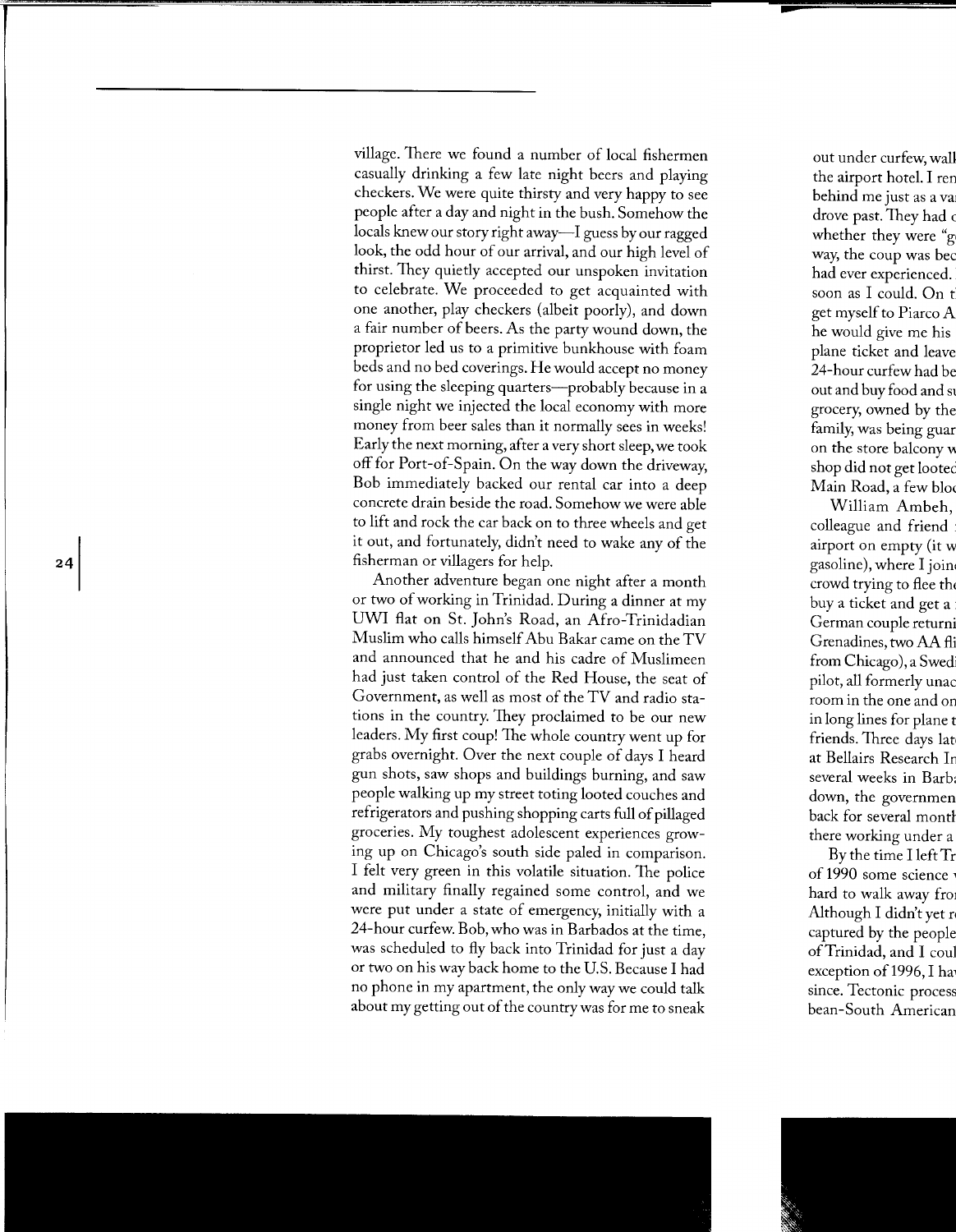village. There we found a number of local fishermen casually drinking a few late night beers and playing checkers. We were quite thirsty and very happy to see people after a day and night in the bush. Somehow the locals knew our story right away—I guess by our ragged look, the odd hour of our arrival, and our high level of thirst. They quietly accepted our unspoken invitation to celebrate. We proceeded to get acquainted with one another, play checkers (albeit poorly), and down a fair number of beers. As the party wound down, the proprietor led us to a primitive bunkhouse with foam beds and no bed coverings. He would accept no money for using the sleeping quarters—probably because in a single night we injected the local economy with more money from beer sales than it normally sees in weeks! Early the next morning, after a very short sleep, we took off for Port-of-Spain. On the way down the driveway, Bob immediately backed our rental car into a deep concrete drain beside the road. Somehow we were able to lift and rock the car back on to three wheels and get it out, and fortunately, didn't need to wake any of the fisherman or villagers for help.

Another adventure began one night after a month or two of working in Trinidad. During a dinner at my UWI flat on St. John's Road, an Afro-Trinidadian Muslim who calls himself Abu Bakar came on the TV and announced that he and his cadre of Muslimeen had just taken control of the Red House, the seat of Government, as well as most of the TV and radio stations in the country. They proclaimed to be our new leaders. My first coup! The whole country went up for grabs overnight. Over the next couple of days I heard gun shots, saw shops and buildings burning, and saw people walking up my street toting looted couches and refrigerators and pushing shopping carts full of pillaged groceries. My toughest adolescent experiences growing up on Chicago's south side paled in comparison. I felt very green in this volatile situation. The police and military finally regained some control, and we were put under a state of emergency, initially with a 24-hour curfew. Bob, who was in Barbados at the time, was scheduled to fly back into Trinidad for just a day or two on his way back home to the U.S. Because I had no phone in my apartment, the only way we could talk about my getting out of the country was for me to sneak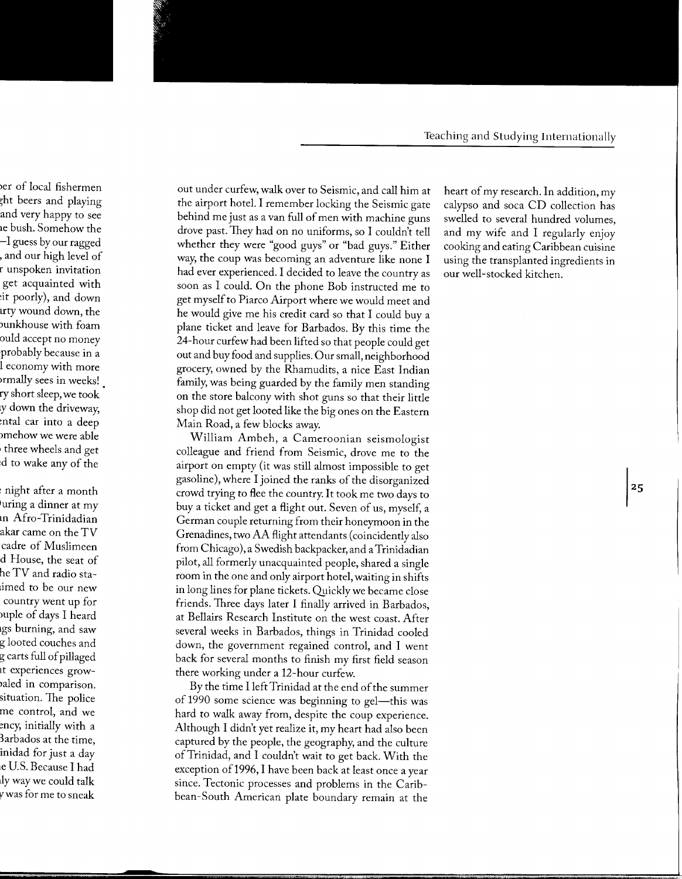out under curfew, walk over to Seismic, and call him at the airport hotel. I remember locking the Seismic gate behind me just as a van full of men with machine guns drove past. They had on no uniforms, so I couldn't tell whether they were "good guys" or "bad guys." Either way, the coup was becoming an adventure like none I had ever experienced. I decided to leave the country as soon as I could. On the phone Bob instructed me to get myself to Piarco Airport where we would meet and he would give me his credit card so that I could buy a plane ticket and leave for Barbados. By this time the 24-hour curfew had been lifted so that people could get out and buy food and supplies. Our small, neighborhood grocery, owned by the Rhamudits, a nice East Indian family, was being guarded by the family men standing on the store balcony with shot guns so that their little shop did not get looted like the big ones on the Eastern Main Road, a few blocks away.

William Ambeh, a Cameroonian seismologist colleague and friend from Seismic, drove me to the airport on empty (it was still almost impossible to get gasoline), where I joined the ranks of the disorganized crowd trying to flee the country. It took me two days to buy a ticket and get a flight out. Seven of us, myself, a German couple returning from their honeymoon in the Grenadines, two AA flight attendants (coincidently also from Chicago), a Swedish backpacker, and a Trinidadian pilot, all formerly unacquainted people, shared a single room in the one and only airport hotel, waiting in shifts in long lines for plane tickets. Quickly we became close friends. Three days later I finally arrived in Barbados, at Bellairs Research Institute on the west coast. After several weeks in Barbados, things in Trinidad cooled down, the government regained control, and I went back for several months to finish my first field season there working under a 12-hour curfew.

By the time I left Trinidad at the end of the summer of 1990 some science was beginning to gel—this was hard to walk away from, despite the coup experience. Although I didn't yet realize it, my heart had also been captured by the people, the geography, and the culture of Trinidad, and I couldn't wait to get back. With the exception of 1996, I have been back at least once a year since. Tectonic processes and problems in the Caribbean-South American plate boundary remain at the heart of my research. In addition, my calypso and soca CD collection has swelled to several hundred volumes, and my wife and I regularly enjoy cooking and eating Caribbean cuisine using the transplanted ingredients in our well-stocked kitchen.